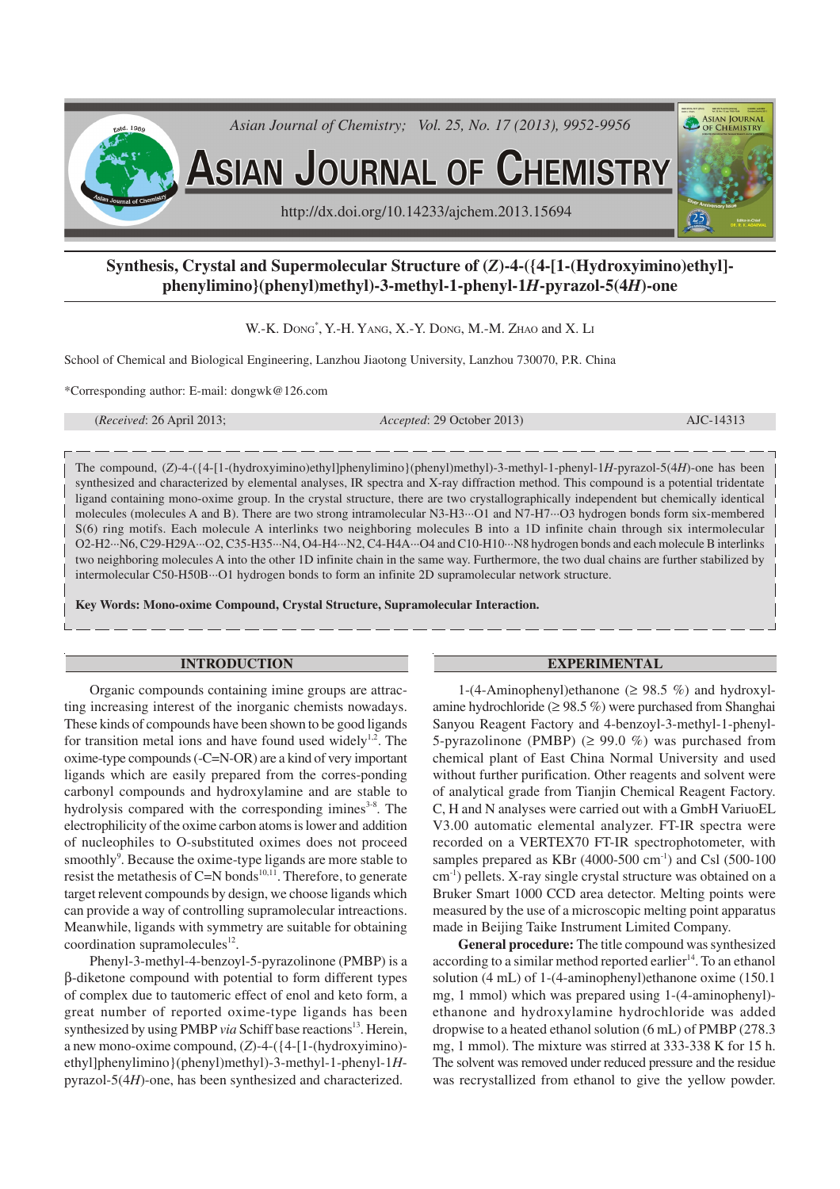# Synthesis, Crystal and Supermolecular Structure of (*Z*)-4-({4-[1-(Hydroxyimino)ethyl]-phenylimino}(phenyl)methyl)-3-methyl-1-phenyl-1*H*-pyrazol-5(4*H*)-one

W.-K. Dong*, Y.-H. Yang, X.-Y. Dong, M.-M. Zhao and X. Li

School of Chemical and Biological Engineering, Lanzhou Jiaotong University, Lanzhou 730070, P.R. China

*Corresponding author: E-mail: dongwk@126.com

(*Received*: 26 April 2013; *Accepted*: 29 October 2013) AJC-14313

The compound, (*Z*)-4-({4-[1-(hydroxyimino)ethyl]phenylimino}(phenyl)methyl)-3-methyl-1-phenyl-1*H*-pyrazol-5(4*H*)-one has been synthesized and characterized by elemental analyses, IR spectra and X-ray diffraction method. This compound is a potential tridentate ligand containing mono-oxime group. In the crystal structure, there are two crystallographically independent but chemically identical molecules (molecules A and B). There are two strong intramolecular N3-H3···O1 and N7-H7···O3 hydrogen bonds form six-membered S(6) ring motifs. Each molecule A interlinks two neighboring molecules B into a 1D infinite chain through six intermolecular O2-H2···N6, C29-H29A···O2, C35-H35···N4, O4-H4···N2, C4-H4A···O4 and C10-H10···N8 hydrogen bonds and each molecule B interlinks two neighboring molecules A into the other 1D infinite chain in the same way. Furthermore, the two dual chains are further stabilized by intermolecular C50-H50B···O1 hydrogen bonds to form an infinite 2D supramolecular network structure.

**Key Words: Mono-oxime Compound, Crystal Structure, Supramolecular Interaction.**

## INTRODUCTION

Organic compounds containing imine groups are attracting increasing interest of the inorganic chemists nowadays. These kinds of compounds have been shown to be good ligands for transition metal ions and have found used widely[1,2]. The oxime-type compounds (-C=N-OR) are a kind of very important ligands which are easily prepared from the corres-ponding carbonyl compounds and hydroxylamine and are stable to hydrolysis compared with the corresponding imines[3-8]. The electrophilicity of the oxime carbon atoms is lower and addition of nucleophiles to O-substituted oximes does not proceed smoothly[9]. Because the oxime-type ligands are more stable to resist the metathesis of C=N bonds[10,11]. Therefore, to generate target relevent compounds by design, we choose ligands which can provide a way of controlling supramolecular intreactions. Meanwhile, ligands with symmetry are suitable for obtaining coordination supramolecules[12].

Phenyl-3-methyl-4-benzoyl-5-pyrazolinone (PMBP) is a β-diketone compound with potential to form different types of complex due to tautomeric effect of enol and keto form, a great number of reported oxime-type ligands has been synthesized by using PMBP *via* Schiff base reactions[13]. Herein, a new mono-oxime compound, (*Z*)-4-({4-[1-(hydroxyimino)-ethyl]phenylimino}(phenyl)methyl)-3-methyl-1-phenyl-1*H*-pyrazol-5(4*H*)-one, has been synthesized and characterized.

## EXPERIMENTAL

1-(4-Aminophenyl)ethanone (≥ 98.5 %) and hydroxylamine hydrochloride (≥ 98.5 %) were purchased from Shanghai Sanyou Reagent Factory and 4-benzoyl-3-methyl-1-phenyl-5-pyrazolinone (PMBP) (≥ 99.0 %) was purchased from chemical plant of East China Normal University and used without further purification. Other reagents and solvent were of analytical grade from Tianjin Chemical Reagent Factory. C, H and N analyses were carried out with a GmbH VariuoEL V3.00 automatic elemental analyzer. FT-IR spectra were recorded on a VERTEX70 FT-IR spectrophotometer, with samples prepared as KBr (4000-500 $cm^{-1}$) and CsI (500-100 $cm^{-1}$) pellets. X-ray single crystal structure was obtained on a Bruker Smart 1000 CCD area detector. Melting points were measured by the use of a microscopic melting point apparatus made in Beijing Taike Instrument Limited Company.

**General procedure:** The title compound was synthesized according to a similar method reported earlier[14]. To an ethanol solution (4 mL) of 1-(4-aminophenyl)ethanone oxime (150.1 mg, 1 mmol) which was prepared using 1-(4-aminophenyl)-ethanone and hydroxylamine hydrochloride was added dropwise to a heated ethanol solution (6 mL) of PMBP (278.3 mg, 1 mmol). The mixture was stirred at 333-338 K for 15 h. The solvent was removed under reduced pressure and the residue was recrystallized from ethanol to give the yellow powder.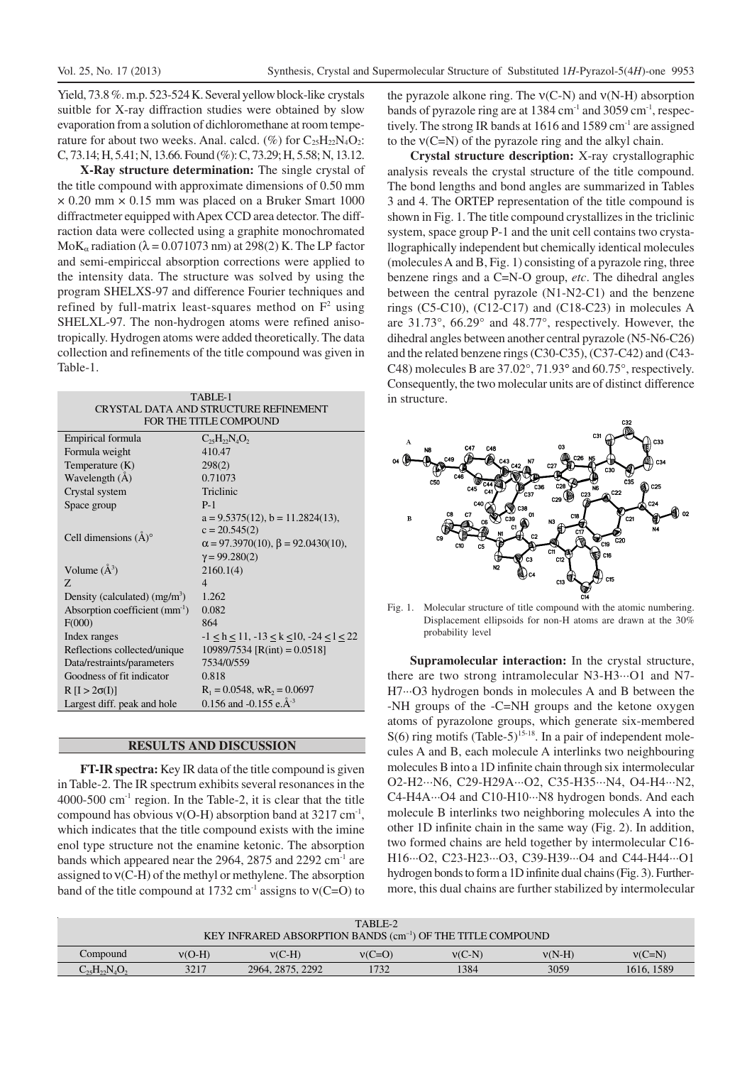Yield, 73.8 %. m.p. 523-524 K. Several yellow block-like crystals suitble for X-ray diffraction studies were obtained by slow evaporation from a solution of dichloromethane at room temperature for about two weeks. Anal. calcd. (%) for $C_{25}H_{22}N_4O_2$: C, 73.14; H, 5.41; N, 13.66. Found (%): C, 73.29; H, 5.58; N, 13.12.

**X-Ray structure determination:** The single crystal of the title compound with approximate dimensions of 0.50 mm × 0.20 mm × 0.15 mm was placed on a Bruker Smart 1000 diffractmeter equipped with Apex CCD area detector. The diffraction data were collected using a graphite monochromated $MoK_\alpha$ radiation (λ = 0.071073 nm) at 298(2) K. The LP factor and semi-empiriccal absorption corrections were applied to the intensity data. The structure was solved by using the program SHELXS-97 and difference Fourier techniques and refined by full-matrix least-squares method on $F^2$ using SHELXL-97. The non-hydrogen atoms were refined anisotropically. Hydrogen atoms were added theoretically. The data collection and refinements of the title compound was given in Table-1.

TABLE-1
CRYSTAL DATA AND STRUCTURE REFINEMENT FOR THE TITLE COMPOUND

| | |
|---|---|
| Empirical formula | $C_{25}H_{22}N_4O_2$ |
| Formula weight | 410.47 |
| Temperature (K) | 298(2) |
| Wavelength (Å) | 0.71073 |
| Crystal system | Triclinic |
| Space group | P-1 |
| Cell dimensions (Å)° | a = 9.5375(12), b = 11.2824(13), c = 20.545(2) α = 97.3970(10), β = 92.0430(10), γ = 99.280(2) |
| Volume ($Å^3$) | 2160.1(4) |
| Z | 4 |
| Density (calculated) ($mg/m^3$) | 1.262 |
| Absorption coefficient ($mm^{-1}$) | 0.082 |
| F(000) | 864 |
| Index ranges | $-1 \leq h \leq 11$, $-13 \leq k \leq 10$, $-24 \leq l \leq 22$ |
| Reflections collected/unique | 10989/7534 [R(int) = 0.0518] |
| Data/restraints/parameters | 7534/0/559 |
| Goodness of fit indicator | 0.818 |
| R [I > 2σ(I)] | $R_1$ = 0.0548, $wR_2$ = 0.0697 |
| Largest diff. peak and hole | 0.156 and -0.155 e.$Å^{-3}$ |

## RESULTS AND DISCUSSION

**FT-IR spectra:** Key IR data of the title compound is given in Table-2. The IR spectrum exhibits several resonances in the 4000-500 $cm^{-1}$ region. In the Table-2, it is clear that the title compound has obvious ν(O-H) absorption band at 3217 $cm^{-1}$, which indicates that the title compound exists with the imine enol type structure not the enamine ketonic. The absorption bands which appeared near the 2964, 2875 and 2292 $cm^{-1}$ are assigned to ν(C-H) of the methyl or methylene. The absorption band of the title compound at 1732 $cm^{-1}$ assigns to ν(C=O) to the pyrazole alkone ring. The ν(C-N) and ν(N-H) absorption bands of pyrazole ring are at 1384 $cm^{-1}$ and 3059 $cm^{-1}$, respectively. The strong IR bands at 1616 and 1589 $cm^{-1}$ are assigned to the ν(C=N) of the pyrazole ring and the alkyl chain.

**Crystal structure description:** X-ray crystallographic analysis reveals the crystal structure of the title compound. The bond lengths and bond angles are summarized in Tables 3 and 4. The ORTEP representation of the title compound is shown in Fig. 1. The title compound crystallizes in the triclinic system, space group P-1 and the unit cell contains two crystallographically independent but chemically identical molecules (molecules A and B, Fig. 1) consisting of a pyrazole ring, three benzene rings and a C=N-O group, *etc*. The dihedral angles between the central pyrazole (N1-N2-C1) and the benzene rings (C5-C10), (C12-C17) and (C18-C23) in molecules A are 31.73°, 66.29° and 48.77°, respectively. However, the dihedral angles between another central pyrazole (N5-N6-C26) and the related benzene rings (C30-C35), (C37-C42) and (C43-C48) molecules B are 37.02°, 71.93° and 60.75°, respectively. Consequently, the two molecular units are of distinct difference in structure.

Fig. 1. Molecular structure of title compound with the atomic numbering. Displacement ellipsoids for non-H atoms are drawn at the 30% probability level

**Supramolecular interaction:** In the crystal structure, there are two strong intramolecular N3-H3···O1 and N7-H7···O3 hydrogen bonds in molecules A and B between the -NH groups of the -C=NH groups and the ketone oxygen atoms of pyrazolone groups, which generate six-membered S(6) ring motifs (Table-5)[15-18]. In a pair of independent molecules A and B, each molecule A interlinks two neighbouring molecules B into a 1D infinite chain through six intermolecular O2-H2···N6, C29-H29A···O2, C35-H35···N4, O4-H4···N2, C4-H4A···O4 and C10-H10···N8 hydrogen bonds. And each molecule B interlinks two neighboring molecules A into the other 1D infinite chain in the same way (Fig. 2). In addition, two formed chains are held together by intermolecular C16-H16···O2, C23-H23···O3, C39-H39···O4 and C44-H44···O1 hydrogen bonds to form a 1D infinite dual chains (Fig. 3). Furthermore, this dual chains are further stabilized by intermolecular

TABLE-2
KEY INFRARED ABSORPTION BANDS ($cm^{-1}$) OF THE TITLE COMPOUND

| Compound | ν(O-H) | ν(C-H) | ν(C=O) | ν(C-N) | ν(N-H) | ν(C=N) |
|---|---|---|---|---|---|---|
| $C_{25}H_{22}N_4O_2$ | 3217 | 2964, 2875, 2292 | 1732 | 1384 | 3059 | 1616, 1589 |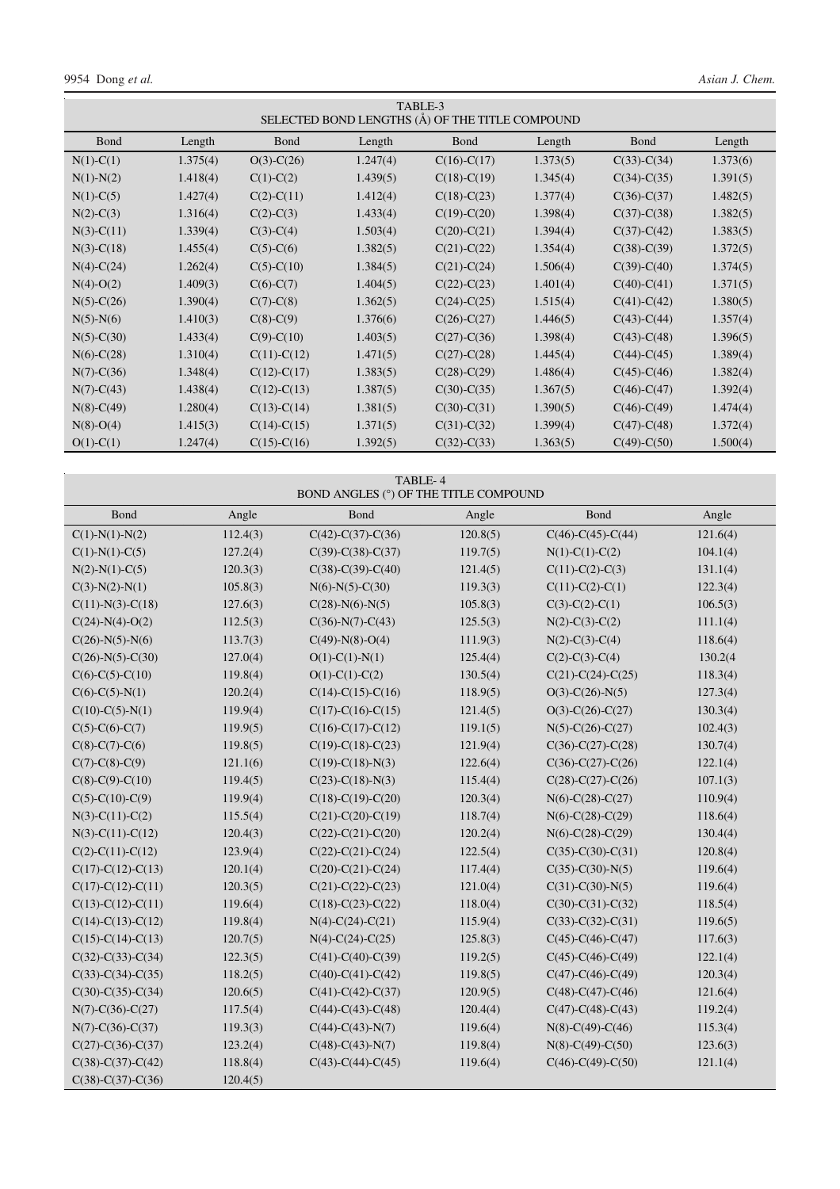TABLE-3
SELECTED BOND LENGTHS (Å) OF THE TITLE COMPOUND

| Bond | Length | Bond | Length | Bond | Length | Bond | Length |
|---|---|---|---|---|---|---|---|
| N(1)-C(1) | 1.375(4) | O(3)-C(26) | 1.247(4) | C(16)-C(17) | 1.373(5) | C(33)-C(34) | 1.373(6) |
| N(1)-N(2) | 1.418(4) | C(1)-C(2) | 1.439(5) | C(18)-C(19) | 1.345(4) | C(34)-C(35) | 1.391(5) |
| N(1)-C(5) | 1.427(4) | C(2)-C(11) | 1.412(4) | C(18)-C(23) | 1.377(4) | C(36)-C(37) | 1.482(5) |
| N(2)-C(3) | 1.316(4) | C(2)-C(3) | 1.433(4) | C(19)-C(20) | 1.398(4) | C(37)-C(38) | 1.382(5) |
| N(3)-C(11) | 1.339(4) | C(3)-C(4) | 1.503(4) | C(20)-C(21) | 1.394(4) | C(37)-C(42) | 1.383(5) |
| N(3)-C(18) | 1.455(4) | C(5)-C(10) | 1.384(5) | C(21)-C(22) | 1.354(4) | C(38)-C(39) | 1.372(5) |
| N(4)-C(24) | 1.262(4) | C(5)-C(6) | 1.382(5) | C(21)-C(24) | 1.506(4) | C(39)-C(40) | 1.374(5) |
| N(4)-O(2) | 1.409(3) | C(6)-C(7) | 1.404(5) | C(22)-C(23) | 1.401(4) | C(40)-C(41) | 1.371(5) |
| N(5)-C(26) | 1.390(4) | C(7)-C(8) | 1.362(5) | C(24)-C(25) | 1.515(4) | C(41)-C(42) | 1.380(5) |
| N(5)-N(6) | 1.410(3) | C(8)-C(9) | 1.376(6) | C(26)-C(27) | 1.446(5) | C(43)-C(44) | 1.357(4) |
| N(5)-C(30) | 1.433(4) | C(9)-C(10) | 1.403(5) | C(27)-C(36) | 1.398(4) | C(43)-C(48) | 1.396(5) |
| N(6)-C(28) | 1.310(4) | C(11)-C(12) | 1.471(5) | C(27)-C(28) | 1.445(4) | C(44)-C(45) | 1.389(4) |
| N(7)-C(36) | 1.348(4) | C(12)-C(17) | 1.383(5) | C(28)-C(29) | 1.486(4) | C(45)-C(46) | 1.382(4) |
| N(7)-C(43) | 1.438(4) | C(12)-C(13) | 1.387(5) | C(30)-C(35) | 1.367(5) | C(46)-C(47) | 1.392(4) |
| N(8)-C(49) | 1.280(4) | C(13)-C(14) | 1.381(5) | C(30)-C(31) | 1.390(5) | C(46)-C(49) | 1.474(4) |
| N(8)-O(4) | 1.415(3) | C(14)-C(15) | 1.371(5) | C(31)-C(32) | 1.399(4) | C(47)-C(48) | 1.372(4) |
| O(1)-C(1) | 1.247(4) | C(15)-C(16) | 1.392(5) | C(32)-C(33) | 1.363(5) | C(49)-C(50) | 1.500(4) |

TABLE- 4
BOND ANGLES (°) OF THE TITLE COMPOUND

| Bond | Angle | Bond | Angle | Bond | Angle |
|---|---|---|---|---|---|
| C(1)-N(1)-N(2) | 112.4(3) | C(42)-C(37)-C(36) | 120.8(5) | C(46)-C(45)-C(44) | 121.6(4) |
| C(1)-N(1)-C(5) | 127.2(4) | C(39)-C(38)-C(37) | 119.7(5) | N(1)-C(1)-C(2) | 104.1(4) |
| N(2)-N(1)-C(5) | 120.3(3) | C(38)-C(39)-C(40) | 121.4(5) | C(11)-C(2)-C(3) | 131.1(4) |
| C(3)-N(2)-N(1) | 105.8(3) | N(6)-N(5)-C(30) | 119.3(3) | C(11)-C(2)-C(1) | 122.3(4) |
| C(11)-N(3)-C(18) | 127.6(3) | C(28)-N(6)-N(5) | 105.8(3) | C(3)-C(2)-C(1) | 106.5(3) |
| C(24)-N(4)-O(2) | 112.5(3) | C(36)-N(7)-C(43) | 125.5(3) | N(2)-C(3)-C(2) | 111.1(4) |
| C(26)-N(5)-N(6) | 113.7(3) | C(49)-N(8)-O(4) | 111.9(3) | N(2)-C(3)-C(4) | 118.6(4) |
| C(26)-N(5)-C(30) | 127.0(4) | O(1)-C(1)-N(1) | 125.4(4) | C(2)-C(3)-C(4) | 130.2(4 |
| C(6)-C(5)-C(10) | 119.8(4) | O(1)-C(1)-C(2) | 130.5(4) | C(21)-C(24)-C(25) | 118.3(4) |
| C(6)-C(5)-N(1) | 120.2(4) | C(14)-C(15)-C(16) | 118.9(5) | O(3)-C(26)-N(5) | 127.3(4) |
| C(10)-C(5)-N(1) | 119.9(4) | C(17)-C(16)-C(15) | 121.4(5) | O(3)-C(26)-C(27) | 130.3(4) |
| C(5)-C(6)-C(7) | 119.9(5) | C(16)-C(17)-C(12) | 119.1(5) | N(5)-C(26)-C(27) | 102.4(3) |
| C(8)-C(7)-C(6) | 119.8(5) | C(19)-C(18)-C(23) | 121.9(4) | C(36)-C(27)-C(28) | 130.7(4) |
| C(7)-C(8)-C(9) | 121.1(6) | C(19)-C(18)-N(3) | 122.6(4) | C(36)-C(27)-C(26) | 122.1(4) |
| C(8)-C(9)-C(10) | 119.4(5) | C(23)-C(18)-N(3) | 115.4(4) | C(28)-C(27)-C(26) | 107.1(3) |
| C(5)-C(10)-C(9) | 119.9(4) | C(18)-C(19)-C(20) | 120.3(4) | N(6)-C(28)-C(27) | 110.9(4) |
| N(3)-C(11)-C(2) | 115.5(4) | C(21)-C(20)-C(19) | 118.7(4) | N(6)-C(28)-C(29) | 118.6(4) |
| N(3)-C(11)-C(12) | 120.4(3) | C(22)-C(21)-C(20) | 120.2(4) | N(6)-C(28)-C(29) | 130.4(4) |
| C(2)-C(11)-C(12) | 123.9(4) | C(22)-C(21)-C(24) | 122.5(4) | C(35)-C(30)-C(31) | 120.8(4) |
| C(17)-C(12)-C(13) | 120.1(4) | C(20)-C(21)-C(24) | 117.4(4) | C(35)-C(30)-N(5) | 119.6(4) |
| C(17)-C(12)-C(11) | 120.3(5) | C(21)-C(22)-C(23) | 121.0(4) | C(31)-C(30)-N(5) | 119.6(4) |
| C(13)-C(12)-C(11) | 119.6(4) | C(18)-C(23)-C(22) | 118.0(4) | C(30)-C(31)-C(32) | 118.5(4) |
| C(14)-C(13)-C(12) | 119.8(4) | N(4)-C(24)-C(21) | 115.9(4) | C(33)-C(32)-C(31) | 119.6(5) |
| C(15)-C(14)-C(13) | 120.7(5) | N(4)-C(24)-C(25) | 125.8(3) | C(45)-C(46)-C(47) | 117.6(3) |
| C(32)-C(33)-C(34) | 122.3(5) | C(41)-C(40)-C(39) | 119.2(5) | C(45)-C(46)-C(49) | 122.1(4) |
| C(33)-C(34)-C(35) | 118.2(5) | C(40)-C(41)-C(42) | 119.8(5) | C(47)-C(46)-C(49) | 120.3(4) |
| C(30)-C(35)-C(34) | 120.6(5) | C(41)-C(42)-C(37) | 120.9(5) | C(48)-C(47)-C(46) | 121.6(4) |
| N(7)-C(36)-C(27) | 117.5(4) | C(44)-C(43)-C(48) | 120.4(4) | C(47)-C(48)-C(43) | 119.2(4) |
| N(7)-C(36)-C(37) | 119.3(3) | C(44)-C(43)-N(7) | 119.6(4) | N(8)-C(49)-C(46) | 115.3(4) |
| C(27)-C(36)-C(37) | 123.2(4) | C(48)-C(43)-N(7) | 119.8(4) | N(8)-C(49)-C(50) | 123.6(3) |
| C(38)-C(37)-C(42) | 118.8(4) | C(43)-C(44)-C(45) | 119.6(4) | C(46)-C(49)-C(50) | 121.1(4) |
| C(38)-C(37)-C(36) | 120.4(5) | | | | |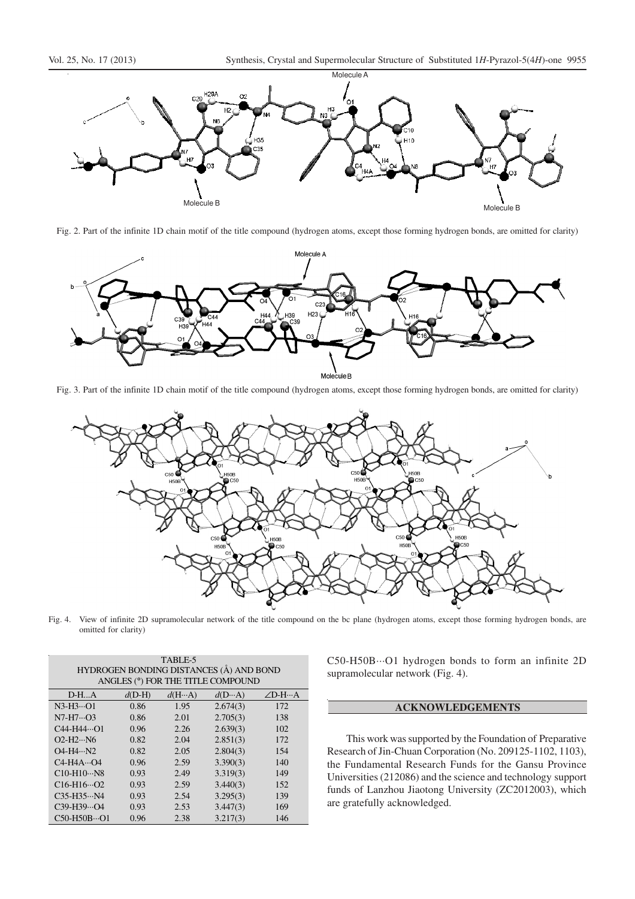Fig. 2. Part of the infinite 1D chain motif of the title compound (hydrogen atoms, except those forming hydrogen bonds, are omitted for clarity)

Fig. 3. Part of the infinite 1D chain motif of the title compound (hydrogen atoms, except those forming hydrogen bonds, are omitted for clarity)

Fig. 4. View of infinite 2D supramolecular network of the title compound on the bc plane (hydrogen atoms, except those forming hydrogen bonds, are omitted for clarity)

TABLE-5
HYDROGEN BONDING DISTANCES (Å) AND BOND ANGLES (°) FOR THE TITLE COMPOUND

| D-H...A | *d*(D-H) | *d*(H···A) | *d*(D···A) | ∠D-H···A |
|---|---|---|---|---|
| N3-H3···O1 | 0.86 | 1.95 | 2.674(3) | 172 |
| N7-H7···O3 | 0.86 | 2.01 | 2.705(3) | 138 |
| C44-H44···O1 | 0.96 | 2.26 | 2.639(3) | 102 |
| O2-H2···N6 | 0.82 | 2.04 | 2.851(3) | 172 |
| O4-H4···N2 | 0.82 | 2.05 | 2.804(3) | 154 |
| C4-H4A···O4 | 0.96 | 2.59 | 3.390(3) | 140 |
| C10-H10···N8 | 0.93 | 2.49 | 3.319(3) | 149 |
| C16-H16···O2 | 0.93 | 2.59 | 3.440(3) | 152 |
| C35-H35···N4 | 0.93 | 2.54 | 3.295(3) | 139 |
| C39-H39···O4 | 0.93 | 2.53 | 3.447(3) | 169 |
| C50-H50B···O1 | 0.96 | 2.38 | 3.217(3) | 146 |

C50-H50B···O1 hydrogen bonds to form an infinite 2D supramolecular network (Fig. 4).

## ACKNOWLEDGEMENTS

This work was supported by the Foundation of Preparative Research of Jin-Chuan Corporation (No. 209125-1102, 1103), the Fundamental Research Funds for the Gansu Province Universities (212086) and the science and technology support funds of Lanzhou Jiaotong University (ZC2012003), which are gratefully acknowledged.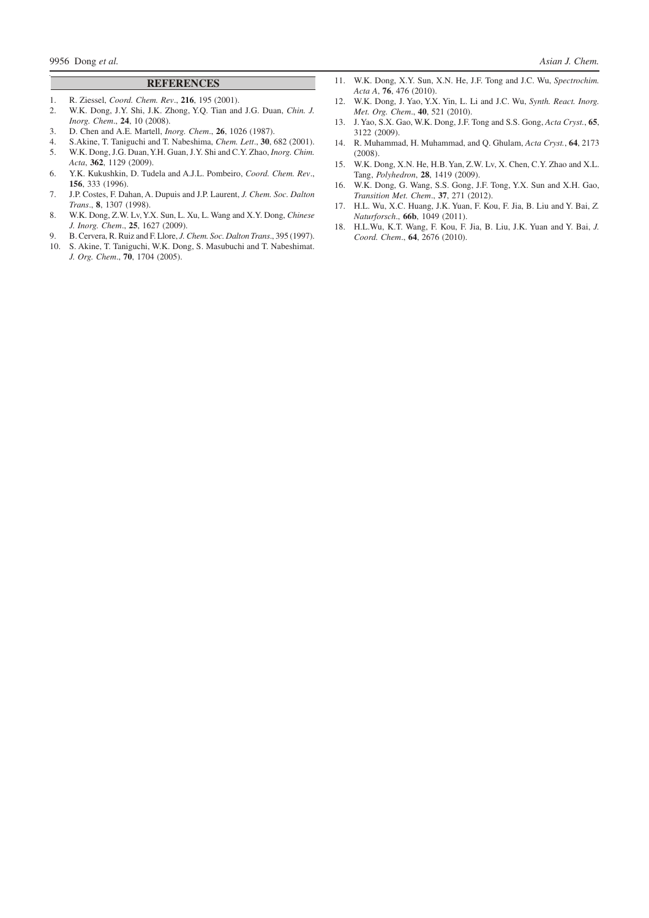## REFERENCES

1. R. Ziessel, *Coord. Chem. Rev*., **216**, 195 (2001).
2. W.K. Dong, J.Y. Shi, J.K. Zhong, Y.Q. Tian and J.G. Duan, *Chin. J. Inorg. Chem*., **24**, 10 (2008).
3. D. Chen and A.E. Martell, *Inorg. Chem*., **26**, 1026 (1987).
4. S.Akine, T. Taniguchi and T. Nabeshima, *Chem. Lett*., **30**, 682 (2001).
5. W.K. Dong, J.G. Duan, Y.H. Guan, J.Y. Shi and C.Y. Zhao, *Inorg. Chim. Acta*, **362**, 1129 (2009).
6. Y.K. Kukushkin, D. Tudela and A.J.L. Pombeiro, *Coord. Chem. Rev*., **156**, 333 (1996).
7. J.P. Costes, F. Dahan, A. Dupuis and J.P. Laurent, *J. Chem. Soc. Dalton Trans*., **8**, 1307 (1998).
8. W.K. Dong, Z.W. Lv, Y.X. Sun, L. Xu, L. Wang and X.Y. Dong, *Chinese J. Inorg. Chem*., **25**, 1627 (2009).
9. B. Cervera, R. Ruiz and F. Llore, *J. Chem. Soc. Dalton Trans*., 395 (1997).
10. S. Akine, T. Taniguchi, W.K. Dong, S. Masubuchi and T. Nabeshimat. *J. Org. Chem*., **70**, 1704 (2005).
11. W.K. Dong, X.Y. Sun, X.N. He, J.F. Tong and J.C. Wu, *Spectrochim. Acta A*, **76**, 476 (2010).
12. W.K. Dong, J. Yao, Y.X. Yin, L. Li and J.C. Wu, *Synth. React. Inorg. Met. Org. Chem*., **40**, 521 (2010).
13. J. Yao, S.X. Gao, W.K. Dong, J.F. Tong and S.S. Gong, *Acta Cryst.*, **65**, 3122 (2009).
14. R. Muhammad, H. Muhammad, and Q. Ghulam, *Acta Cryst.*, **64**, 2173 (2008).
15. W.K. Dong, X.N. He, H.B. Yan, Z.W. Lv, X. Chen, C.Y. Zhao and X.L. Tang, *Polyhedron*, **28**, 1419 (2009).
16. W.K. Dong, G. Wang, S.S. Gong, J.F. Tong, Y.X. Sun and X.H. Gao, *Transition Met. Chem*., **37**, 271 (2012).
17. H.L. Wu, X.C. Huang, J.K. Yuan, F. Kou, F. Jia, B. Liu and Y. Bai, *Z. Naturforsch*., **66b**, 1049 (2011).
18. H.L.Wu, K.T. Wang, F. Kou, F. Jia, B. Liu, J.K. Yuan and Y. Bai, *J. Coord. Chem*., **64**, 2676 (2010).